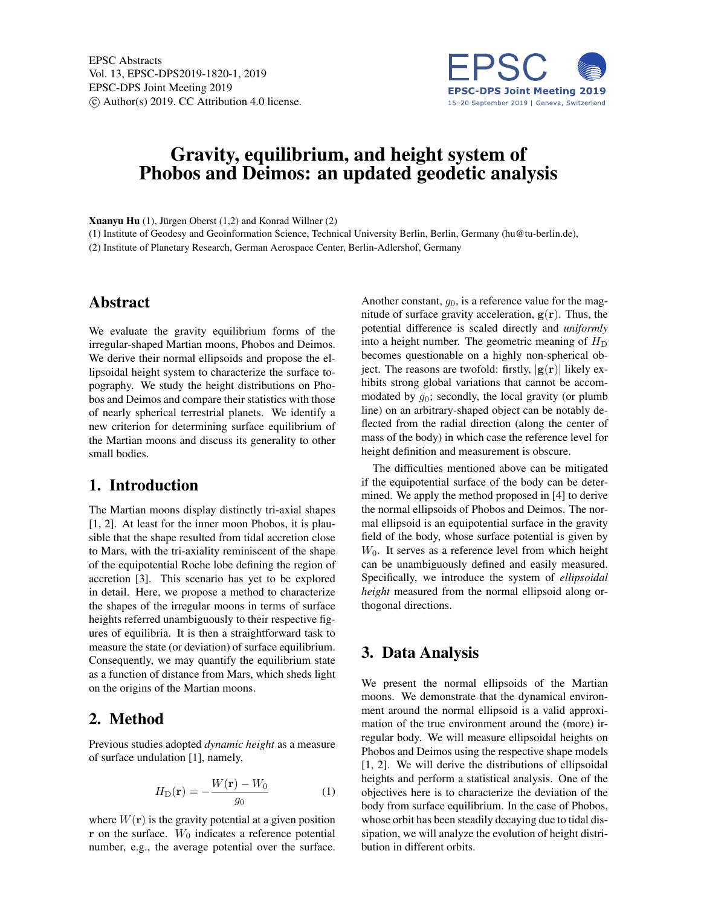# Gravity, equilibrium, and height system of Phobos and Deimos: an updated geodetic analysis

**Xuanyu Hu** (1), Jürgen Oberst (1,2) and Konrad Willner (2)

(1) Institute of Geodesy and Geoinformation Science, Technical University Berlin, Berlin, Germany (hu@tu-berlin.de),

(2) Institute of Planetary Research, German Aerospace Center, Berlin-Adlershof, Germany

## Abstract

We evaluate the gravity equilibrium forms of the irregular-shaped Martian moons, Phobos and Deimos. We derive their normal ellipsoids and propose the ellipsoidal height system to characterize the surface topography. We study the height distributions on Phobos and Deimos and compare their statistics with those of nearly spherical terrestrial planets. We identify a new criterion for determining surface equilibrium of the Martian moons and discuss its generality to other small bodies.

## 1. Introduction

The Martian moons display distinctly tri-axial shapes [1, 2]. At least for the inner moon Phobos, it is plausible that the shape resulted from tidal accretion close to Mars, with the tri-axiality reminiscent of the shape of the equipotential Roche lobe defining the region of accretion [3]. This scenario has yet to be explored in detail. Here, we propose a method to characterize the shapes of the irregular moons in terms of surface heights referred unambiguously to their respective figures of equilibria. It is then a straightforward task to measure the state (or deviation) of surface equilibrium. Consequently, we may quantify the equilibrium state as a function of distance from Mars, which sheds light on the origins of the Martian moons.

## 2. Method

Previous studies adopted *dynamic height* as a measure of surface undulation [1], namely,

$$H_{\mathrm{D}}(\mathbf{r}) = -\frac{W(\mathbf{r}) - W_0}{g_0} \tag{1}$$

where $W(\mathbf{r})$ is the gravity potential at a given position $\mathbf{r}$ on the surface. $W_0$ indicates a reference potential number, e.g., the average potential over the surface. Another constant, $g_0$, is a reference value for the magnitude of surface gravity acceleration, $\mathbf{g}(\mathbf{r})$. Thus, the potential difference is scaled directly and *uniformly* into a height number. The geometric meaning of $H_{\mathrm{D}}$ becomes questionable on a highly non-spherical object. The reasons are twofold: firstly, $|\mathbf{g}(\mathbf{r})|$ likely exhibits strong global variations that cannot be accommodated by $g_0$; secondly, the local gravity (or plumb line) on an arbitrary-shaped object can be notably deflected from the radial direction (along the center of mass of the body) in which case the reference level for height definition and measurement is obscure.

The difficulties mentioned above can be mitigated if the equipotential surface of the body can be determined. We apply the method proposed in [4] to derive the normal ellipsoids of Phobos and Deimos. The normal ellipsoid is an equipotential surface in the gravity field of the body, whose surface potential is given by $W_0$. It serves as a reference level from which height can be unambiguously defined and easily measured. Specifically, we introduce the system of *ellipsoidal height* measured from the normal ellipsoid along orthogonal directions.

## 3. Data Analysis

We present the normal ellipsoids of the Martian moons. We demonstrate that the dynamical environment around the normal ellipsoid is a valid approximation of the true environment around the (more) irregular body. We will measure ellipsoidal heights on Phobos and Deimos using the respective shape models [1, 2]. We will derive the distributions of ellipsoidal heights and perform a statistical analysis. One of the objectives here is to characterize the deviation of the body from surface equilibrium. In the case of Phobos, whose orbit has been steadily decaying due to tidal dissipation, we will analyze the evolution of height distribution in different orbits.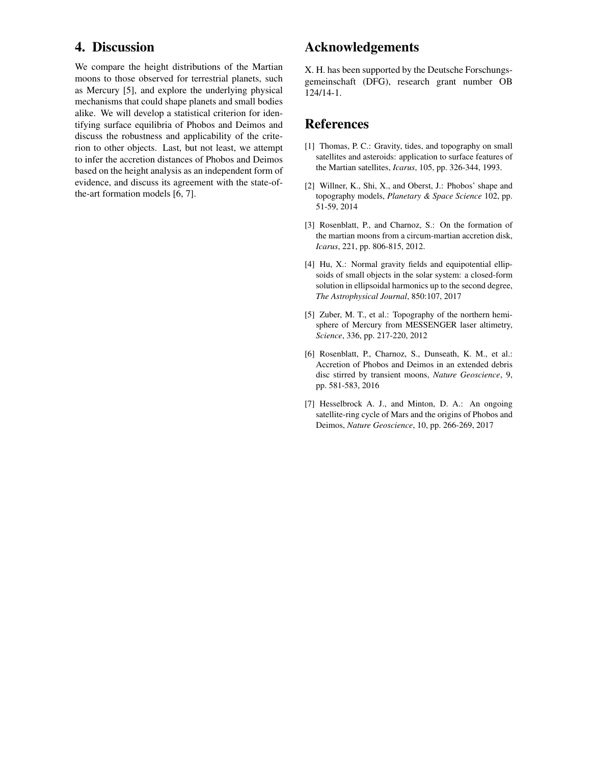## 4. Discussion

We compare the height distributions of the Martian moons to those observed for terrestrial planets, such as Mercury [5], and explore the underlying physical mechanisms that could shape planets and small bodies alike. We will develop a statistical criterion for identifying surface equilibria of Phobos and Deimos and discuss the robustness and applicability of the criterion to other objects. Last, but not least, we attempt to infer the accretion distances of Phobos and Deimos based on the height analysis as an independent form of evidence, and discuss its agreement with the state-of-the-art formation models [6, 7].

## Acknowledgements

X. H. has been supported by the Deutsche Forschungsgemeinschaft (DFG), research grant number OB 124/14-1.

## References

[1] Thomas, P. C.: Gravity, tides, and topography on small satellites and asteroids: application to surface features of the Martian satellites, *Icarus*, 105, pp. 326-344, 1993.

[2] Willner, K., Shi, X., and Oberst, J.: Phobos' shape and topography models, *Planetary & Space Science* 102, pp. 51-59, 2014

[3] Rosenblatt, P., and Charnoz, S.: On the formation of the martian moons from a circum-martian accretion disk, *Icarus*, 221, pp. 806-815, 2012.

[4] Hu, X.: Normal gravity fields and equipotential ellipsoids of small objects in the solar system: a closed-form solution in ellipsoidal harmonics up to the second degree, *The Astrophysical Journal*, 850:107, 2017

[5] Zuber, M. T., et al.: Topography of the northern hemisphere of Mercury from MESSENGER laser altimetry, *Science*, 336, pp. 217-220, 2012

[6] Rosenblatt, P., Charnoz, S., Dunseath, K. M., et al.: Accretion of Phobos and Deimos in an extended debris disc stirred by transient moons, *Nature Geoscience*, 9, pp. 581-583, 2016

[7] Hesselbrock A. J., and Minton, D. A.: An ongoing satellite-ring cycle of Mars and the origins of Phobos and Deimos, *Nature Geoscience*, 10, pp. 266-269, 2017